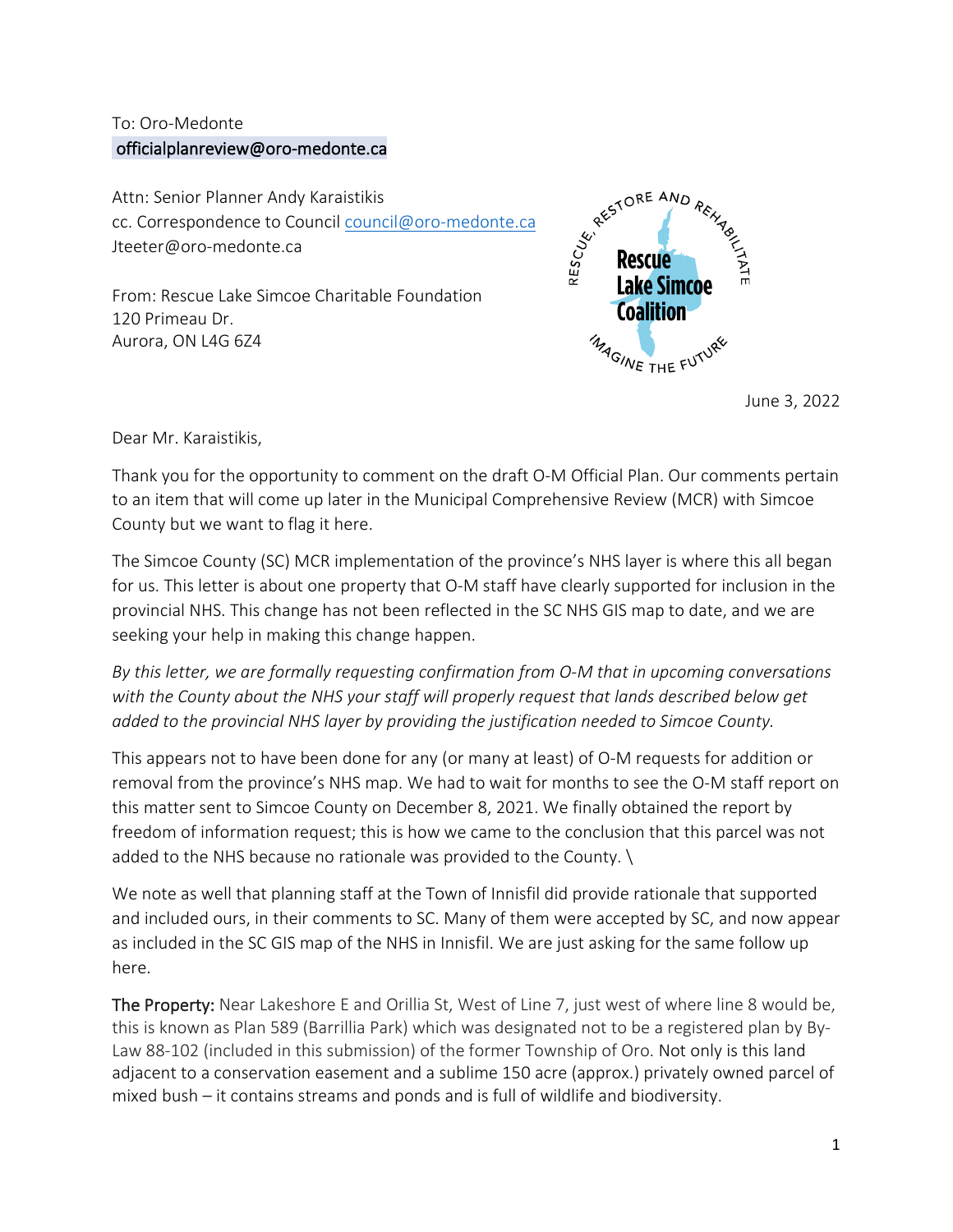To: Oro-Medonte
officialplanreview@oro-medonte.ca

Attn: Senior Planner Andy Karaistikis
cc. Correspondence to Council council@oro-medonte.ca
Jteeter@oro-medonte.ca

From: Rescue Lake Simcoe Charitable Foundation
120 Primeau Dr.
Aurora, ON L4G 6Z4

June 3, 2022

Dear Mr. Karaistikis,

Thank you for the opportunity to comment on the draft O-M Official Plan. Our comments pertain to an item that will come up later in the Municipal Comprehensive Review (MCR) with Simcoe County but we want to flag it here.

The Simcoe County (SC) MCR implementation of the province's NHS layer is where this all began for us. This letter is about one property that O-M staff have clearly supported for inclusion in the provincial NHS. This change has not been reflected in the SC NHS GIS map to date, and we are seeking your help in making this change happen.

*By this letter, we are formally requesting confirmation from O-M that in upcoming conversations with the County about the NHS your staff will properly request that lands described below get added to the provincial NHS layer by providing the justification needed to Simcoe County.*

This appears not to have been done for any (or many at least) of O-M requests for addition or removal from the province's NHS map. We had to wait for months to see the O-M staff report on this matter sent to Simcoe County on December 8, 2021. We finally obtained the report by freedom of information request; this is how we came to the conclusion that this parcel was not added to the NHS because no rationale was provided to the County. \

We note as well that planning staff at the Town of Innisfil did provide rationale that supported and included ours, in their comments to SC. Many of them were accepted by SC, and now appear as included in the SC GIS map of the NHS in Innisfil. We are just asking for the same follow up here.

**The Property:** Near Lakeshore E and Orillia St, West of Line 7, just west of where line 8 would be, this is known as Plan 589 (Barrillia Park) which was designated not to be a registered plan by By-Law 88-102 (included in this submission) of the former Township of Oro. Not only is this land adjacent to a conservation easement and a sublime 150 acre (approx.) privately owned parcel of mixed bush – it contains streams and ponds and is full of wildlife and biodiversity.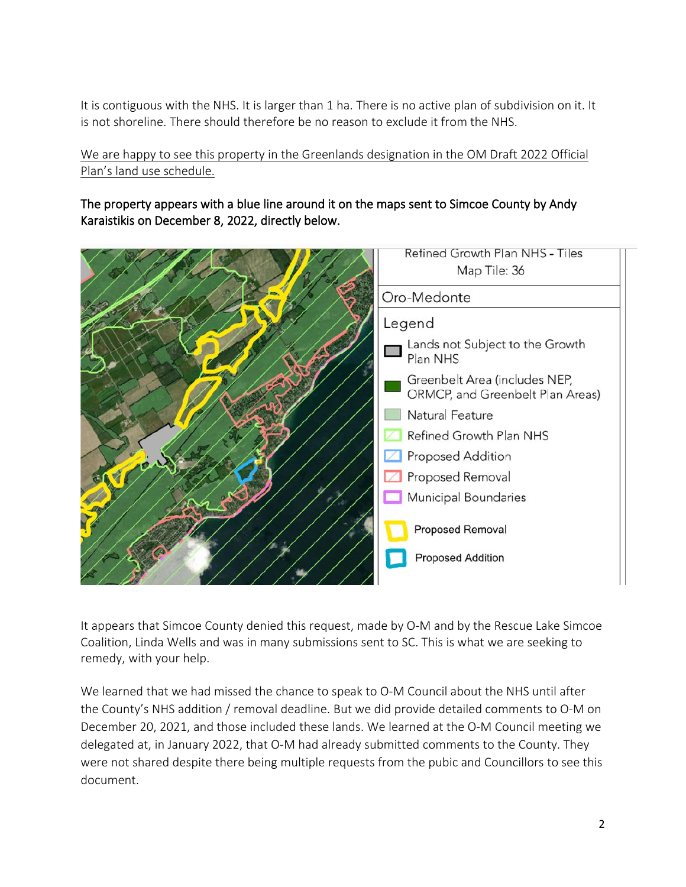It is contiguous with the NHS. It is larger than 1 ha. There is no active plan of subdivision on it. It is not shoreline. There should therefore be no reason to exclude it from the NHS.

<u>We are happy to see this property in the Greenlands designation in the OM Draft 2022 Official Plan's land use schedule.</u>

**The property appears with a blue line around it on the maps sent to Simcoe County by Andy Karaistikis on December 8, 2022, directly below.**

Refined Growth Plan NHS - Tiles
Map Tile: 36

Oro-Medonte

Legend
- Lands not Subject to the Growth Plan NHS
- Greenbelt Area (includes NEP, ORMCP, and Greenbelt Plan Areas)
- Natural Feature
- Refined Growth Plan NHS
- Proposed Addition
- Proposed Removal
- Municipal Boundaries
- Proposed Removal
- Proposed Addition

It appears that Simcoe County denied this request, made by O-M and by the Rescue Lake Simcoe Coalition, Linda Wells and was in many submissions sent to SC. This is what we are seeking to remedy, with your help.

We learned that we had missed the chance to speak to O-M Council about the NHS until after the County's NHS addition / removal deadline. But we did provide detailed comments to O-M on December 20, 2021, and those included these lands. We learned at the O-M Council meeting we delegated at, in January 2022, that O-M had already submitted comments to the County. They were not shared despite there being multiple requests from the pubic and Councillors to see this document.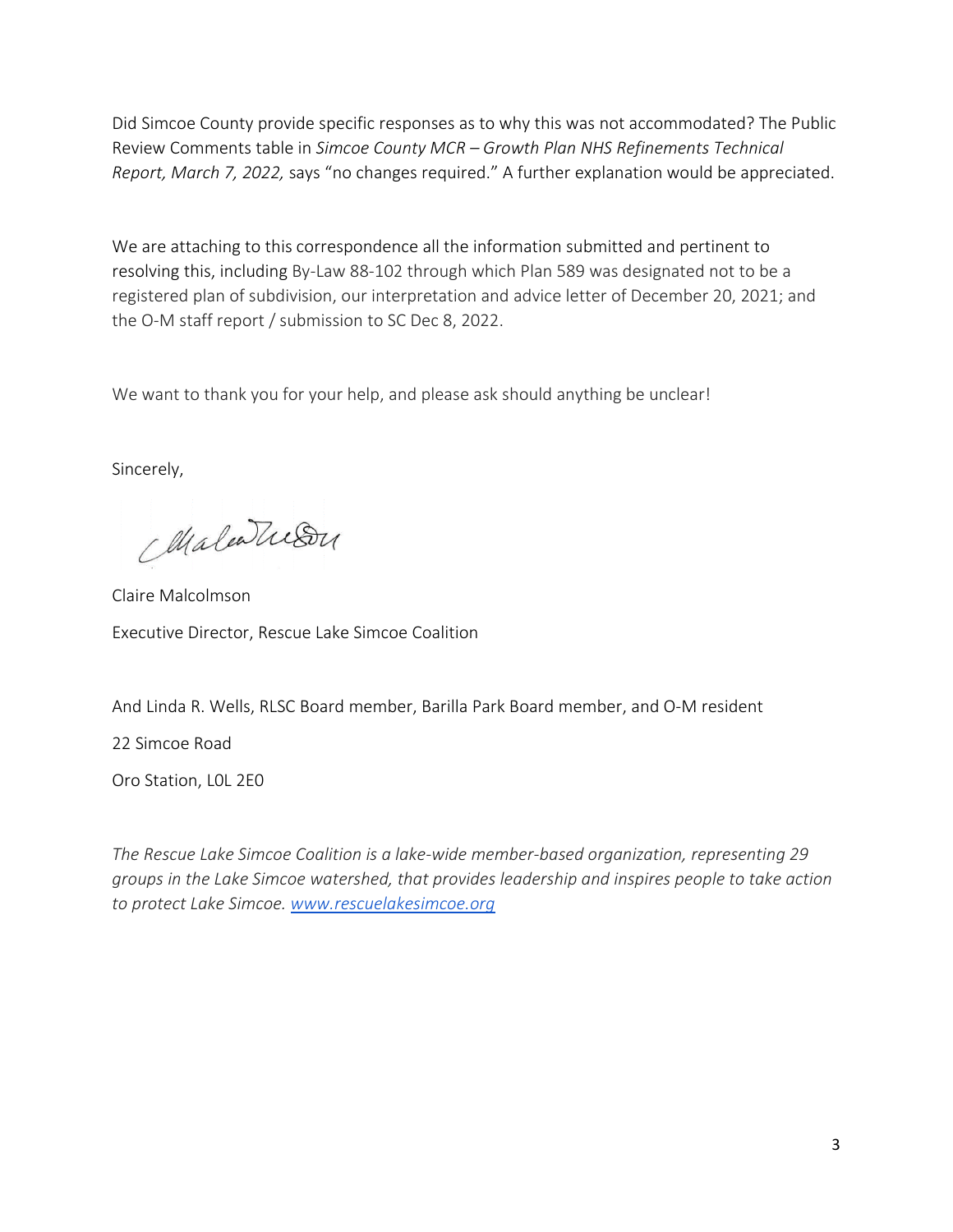Did Simcoe County provide specific responses as to why this was not accommodated? The Public Review Comments table in *Simcoe County MCR – Growth Plan NHS Refinements Technical Report, March 7, 2022,* says "no changes required." A further explanation would be appreciated.

We are attaching to this correspondence all the information submitted and pertinent to resolving this, including By-Law 88-102 through which Plan 589 was designated not to be a registered plan of subdivision, our interpretation and advice letter of December 20, 2021; and the O-M staff report / submission to SC Dec 8, 2022.

We want to thank you for your help, and please ask should anything be unclear!

Sincerely,

Claire Malcolmson

Executive Director, Rescue Lake Simcoe Coalition

And Linda R. Wells, RLSC Board member, Barilla Park Board member, and O-M resident

22 Simcoe Road

Oro Station, L0L 2E0

*The Rescue Lake Simcoe Coalition is a lake-wide member-based organization, representing 29 groups in the Lake Simcoe watershed, that provides leadership and inspires people to take action to protect Lake Simcoe. [www.rescuelakesimcoe.org](www.rescuelakesimcoe.org)*